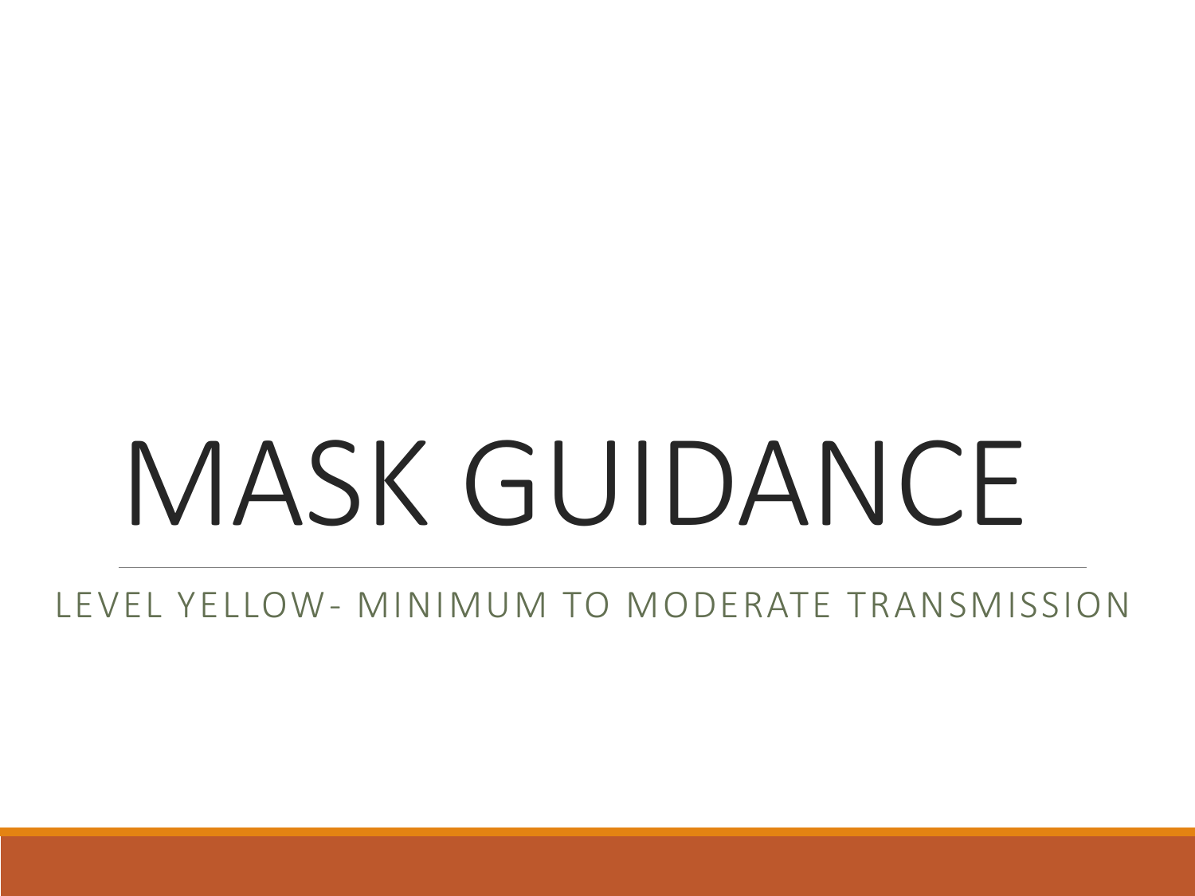# MASK GUIDANCE

LEVEL YELLOW- MINIMUM TO MODERATE TRANSMISSION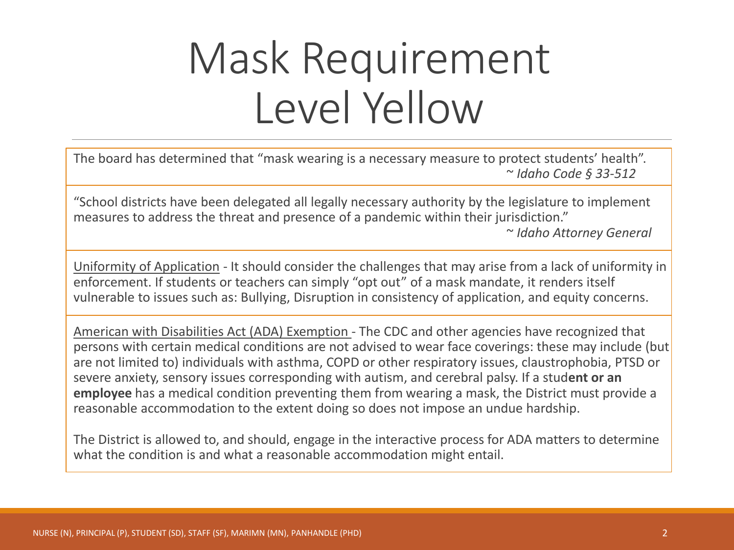# Mask Requirement Level Yellow

The board has determined that "mask wearing is a necessary measure to protect students' health".
~ *Idaho Code § 33-512*

"School districts have been delegated all legally necessary authority by the legislature to implement measures to address the threat and presence of a pandemic within their jurisdiction."
~ *Idaho Attorney General*

Uniformity of Application - It should consider the challenges that may arise from a lack of uniformity in enforcement. If students or teachers can simply "opt out" of a mask mandate, it renders itself vulnerable to issues such as: Bullying, Disruption in consistency of application, and equity concerns.

American with Disabilities Act (ADA) Exemption - The CDC and other agencies have recognized that persons with certain medical conditions are not advised to wear face coverings: these may include (but are not limited to) individuals with asthma, COPD or other respiratory issues, claustrophobia, PTSD or severe anxiety, sensory issues corresponding with autism, and cerebral palsy. If a stud**ent or an employee** has a medical condition preventing them from wearing a mask, the District must provide a reasonable accommodation to the extent doing so does not impose an undue hardship.

The District is allowed to, and should, engage in the interactive process for ADA matters to determine what the condition is and what a reasonable accommodation might entail.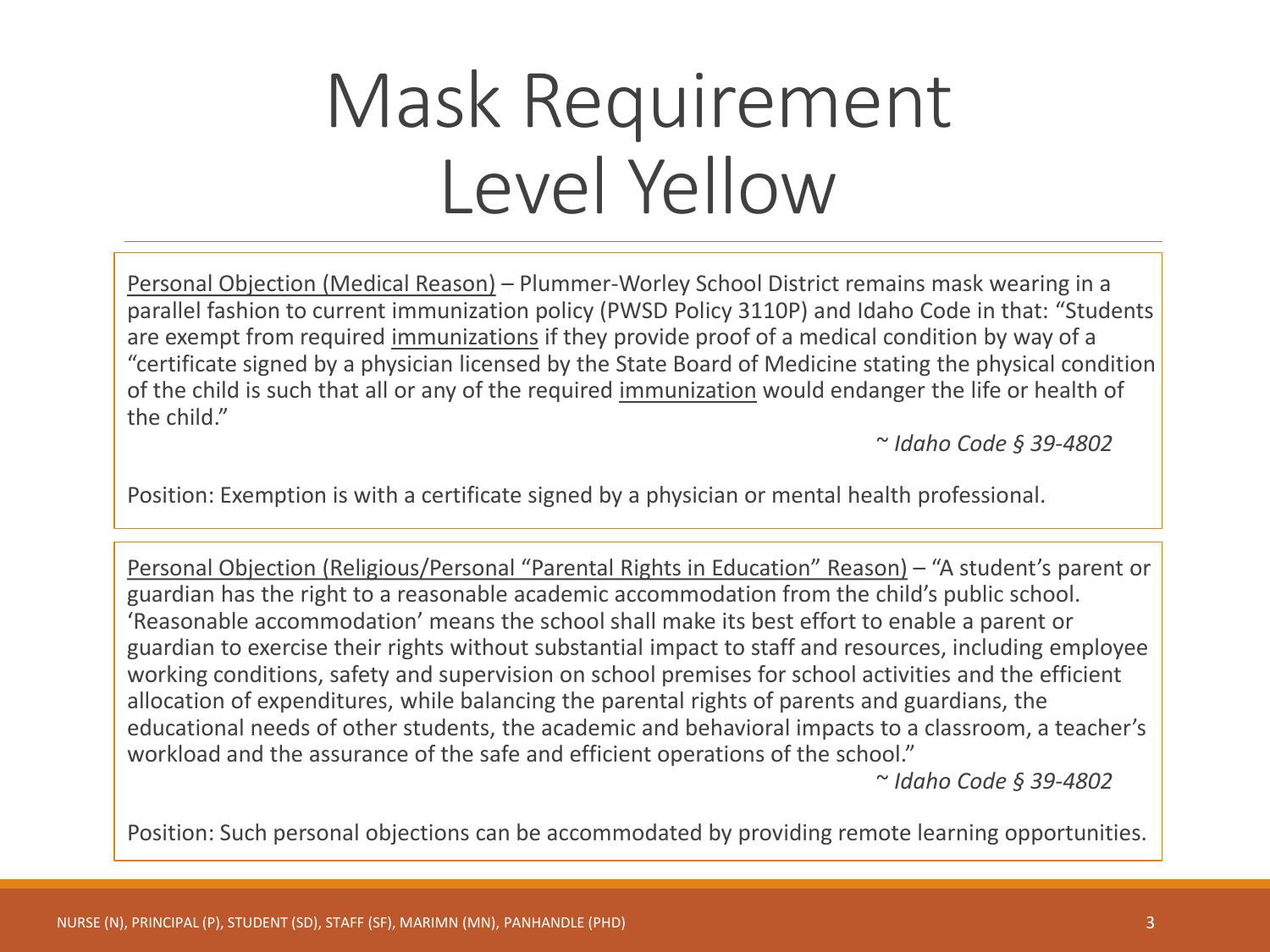# Mask Requirement Level Yellow

Personal Objection (Medical Reason) – Plummer-Worley School District remains mask wearing in a parallel fashion to current immunization policy (PWSD Policy 3110P) and Idaho Code in that: "Students are exempt from required immunizations if they provide proof of a medical condition by way of a "certificate signed by a physician licensed by the State Board of Medicine stating the physical condition of the child is such that all or any of the required immunization would endanger the life or health of the child."

*~ Idaho Code § 39-4802*

Position: Exemption is with a certificate signed by a physician or mental health professional.

Personal Objection (Religious/Personal "Parental Rights in Education" Reason) – "A student's parent or guardian has the right to a reasonable academic accommodation from the child's public school. 'Reasonable accommodation' means the school shall make its best effort to enable a parent or guardian to exercise their rights without substantial impact to staff and resources, including employee working conditions, safety and supervision on school premises for school activities and the efficient allocation of expenditures, while balancing the parental rights of parents and guardians, the educational needs of other students, the academic and behavioral impacts to a classroom, a teacher's workload and the assurance of the safe and efficient operations of the school."

*~ Idaho Code § 39-4802*

Position: Such personal objections can be accommodated by providing remote learning opportunities.

NURSE (N), PRINCIPAL (P), STUDENT (SD), STAFF (SF), MARIMN (MN), PANHANDLE (PHD)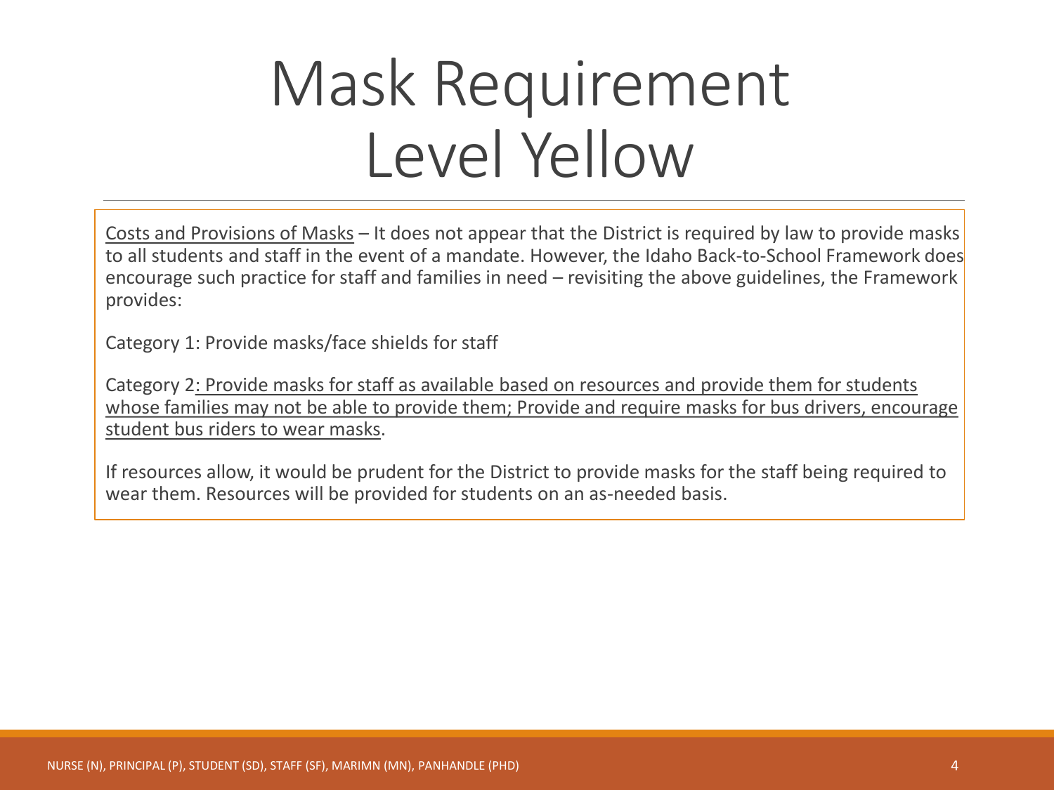# Mask Requirement Level Yellow

Costs and Provisions of Masks – It does not appear that the District is required by law to provide masks to all students and staff in the event of a mandate. However, the Idaho Back-to-School Framework does encourage such practice for staff and families in need – revisiting the above guidelines, the Framework provides:

Category 1: Provide masks/face shields for staff

Category 2: Provide masks for staff as available based on resources and provide them for students whose families may not be able to provide them; Provide and require masks for bus drivers, encourage student bus riders to wear masks.

If resources allow, it would be prudent for the District to provide masks for the staff being required to wear them. Resources will be provided for students on an as-needed basis.

NURSE (N), PRINCIPAL (P), STUDENT (SD), STAFF (SF), MARIMN (MN), PANHANDLE (PHD)